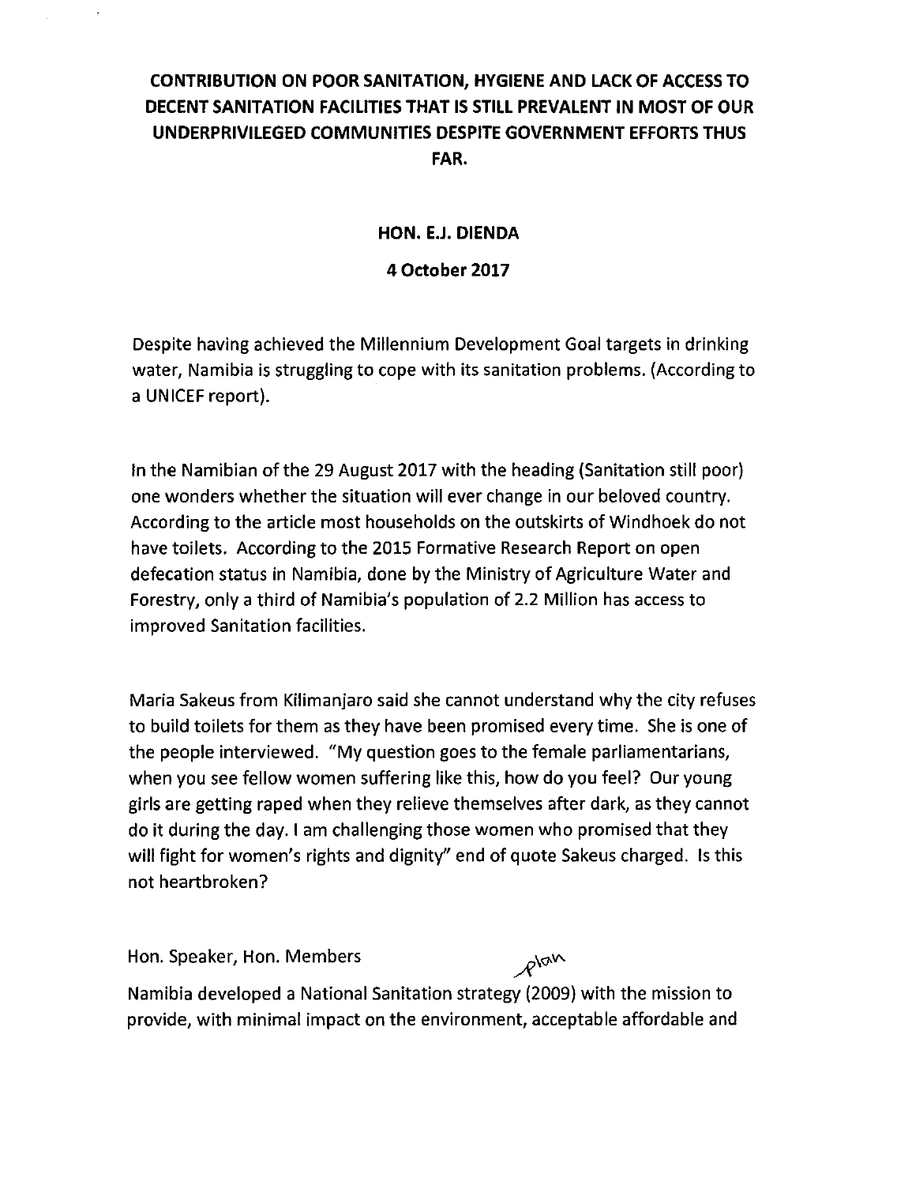# CONTRIBUTION ON POOR SANITATION, HYGIENE AND LACK OF ACCESS TO DECENT SANITATION FACILITIES THAT IS STILL PREVALENT IN MOST OF OUR UNDERPRIVILEGED COMMUNITIES DESPITE GOVERNMENT EFFORTS THUS FAR.

**HON. E.J. DIENDA**

**4 October 2017**

Despite having achieved the Millennium Development Goal targets in drinking water, Namibia is struggling to cope with its sanitation problems. (According to a UNICEF report).

In the Namibian of the 29 August 2017 with the heading (Sanitation still poor) one wonders whether the situation will ever change in our beloved country. According to the article most households on the outskirts of Windhoek do not have toilets. According to the 2015 Formative Research Report on open defecation status in Namibia, done by the Ministry of Agriculture Water and Forestry, only a third of Namibia's population of 2.2 Million has access to improved Sanitation facilities.

Maria Sakeus from Kilimanjaro said she cannot understand why the city refuses to build toilets for them as they have been promised every time. She is one of the people interviewed. "My question goes to the female parliamentarians, when you see fellow women suffering like this, how do you feel? Our young girls are getting raped when they relieve themselves after dark, as they cannot do it during the day. I am challenging those women who promised that they will fight for women's rights and dignity" end of quote Sakeus charged. Is this not heartbroken?

Hon. Speaker, Hon. Members

plan

Namibia developed a National Sanitation strategy (2009) with the mission to provide, with minimal impact on the environment, acceptable affordable and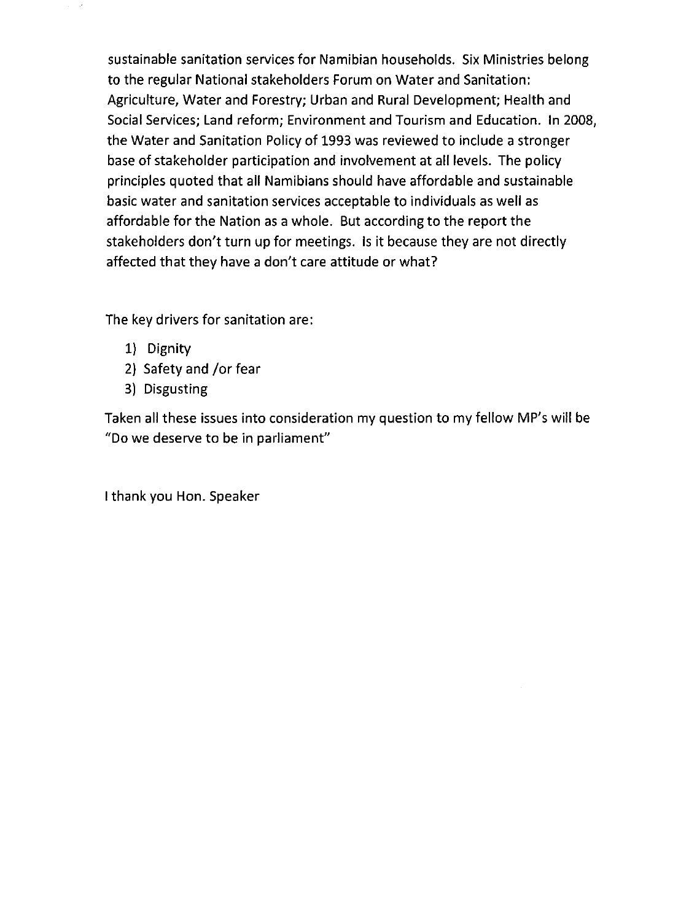sustainable sanitation services for Namibian households. Six Ministries belong to the regular National stakeholders Forum on Water and Sanitation: Agriculture, Water and Forestry; Urban and Rural Development; Health and Social Services; Land reform; Environment and Tourism and Education. In 2008, the Water and Sanitation Policy of 1993 was reviewed to include a stronger base of stakeholder participation and involvement at all levels. The policy principles quoted that all Namibians should have affordable and sustainable basic water and sanitation services acceptable to individuals as well as affordable for the Nation as a whole. But according to the report the stakeholders don't turn up for meetings. Is it because they are not directly affected that they have a don't care attitude or what?

The key drivers for sanitation are:

1) Dignity
2) Safety and /or fear
3) Disgusting

Taken all these issues into consideration my question to my fellow MP's will be "Do we deserve to be in parliament"

I thank you Hon. Speaker